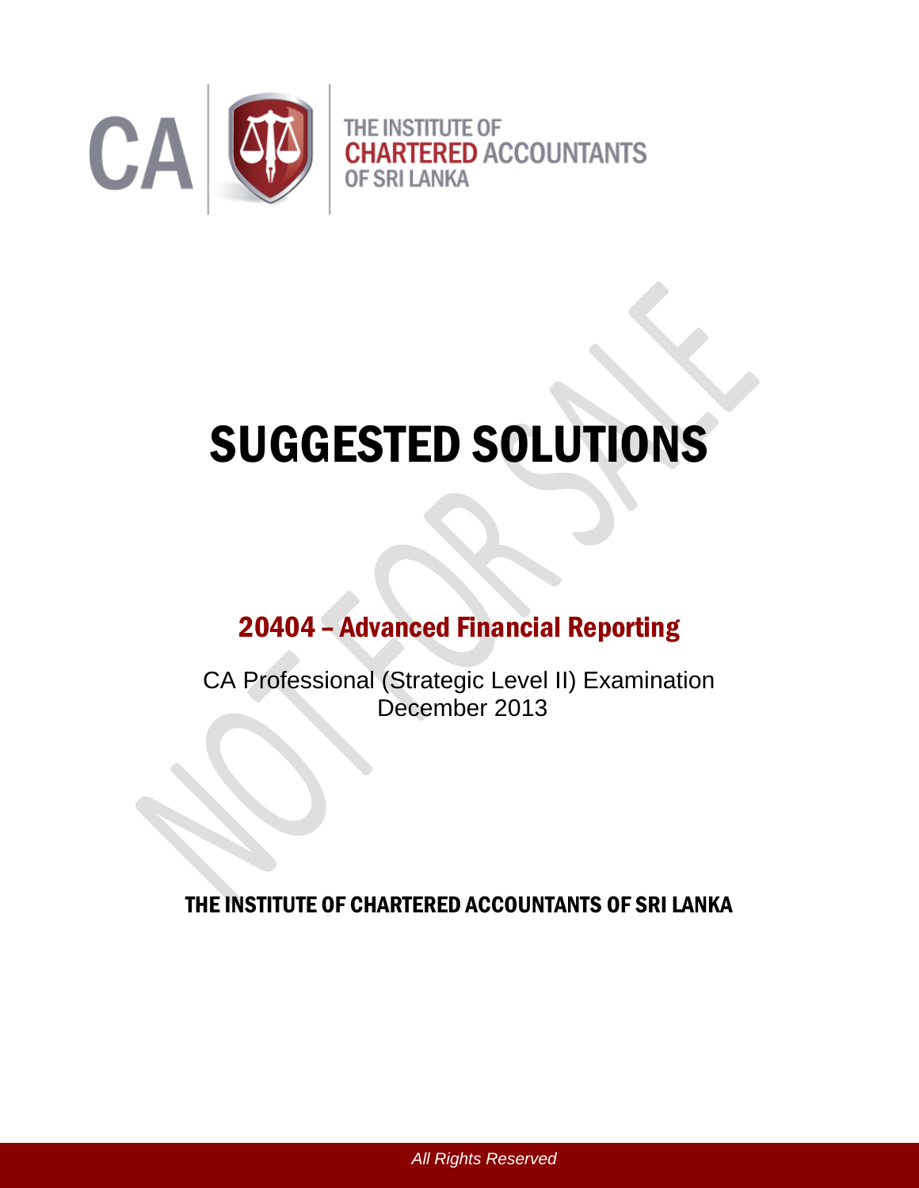CA

THE INSTITUTE OF
CHARTERED ACCOUNTANTS
OF SRI LANKA

# SUGGESTED SOLUTIONS

## 20404 – Advanced Financial Reporting

CA Professional (Strategic Level II) Examination
December 2013

THE INSTITUTE OF CHARTERED ACCOUNTANTS OF SRI LANKA

*All Rights Reserved*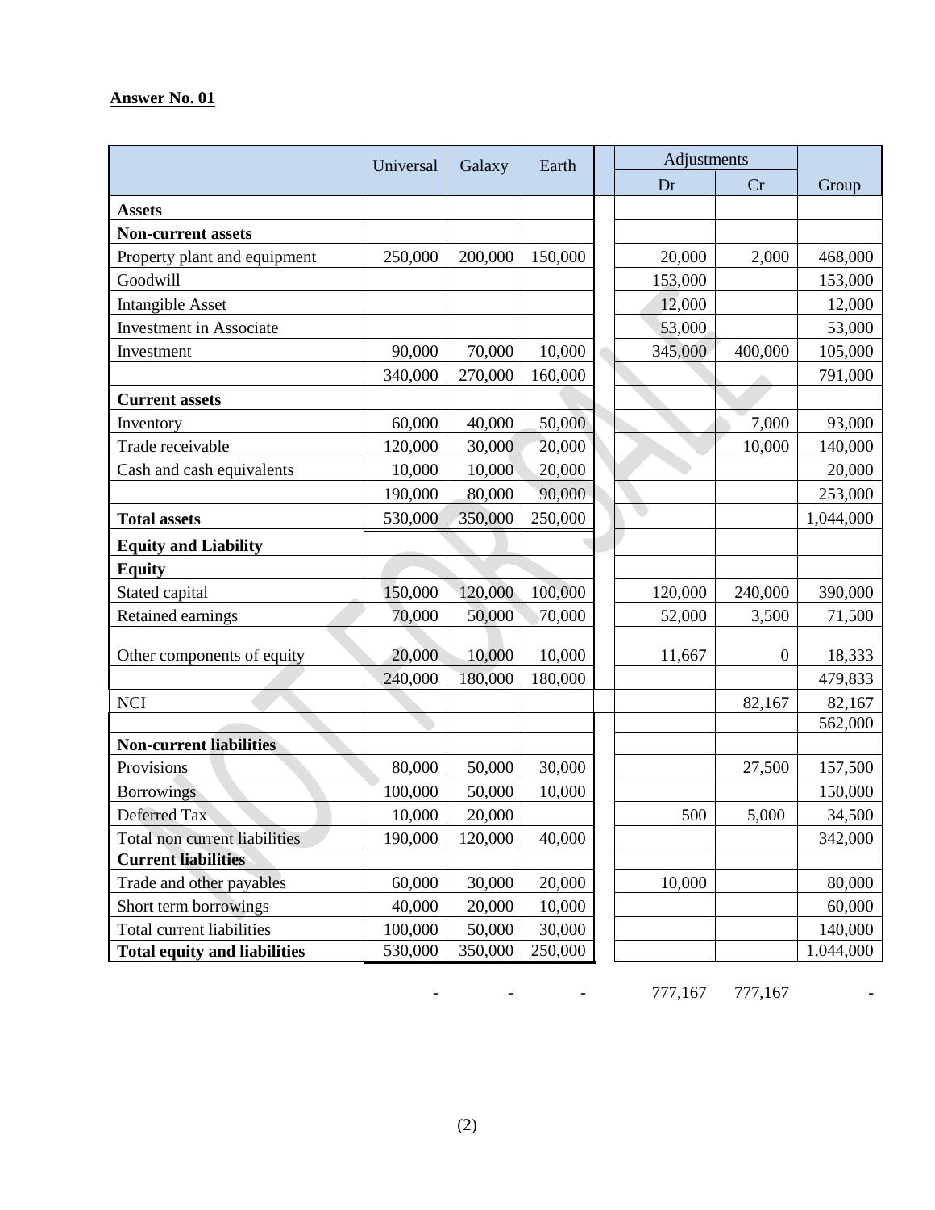**Answer No. 01**

| | Universal | Galaxy | Earth | Adjustments Dr | Adjustments Cr | Group |
|---|---|---|---|---|---|---|
| **Assets** | | | | | | |
| **Non-current assets** | | | | | | |
| Property plant and equipment | 250,000 | 200,000 | 150,000 | 20,000 | 2,000 | 468,000 |
| Goodwill | | | | 153,000 | | 153,000 |
| Intangible Asset | | | | 12,000 | | 12,000 |
| Investment in Associate | | | | 53,000 | | 53,000 |
| Investment | 90,000 | 70,000 | 10,000 | 345,000 | 400,000 | 105,000 |
| | 340,000 | 270,000 | 160,000 | | | 791,000 |
| **Current assets** | | | | | | |
| Inventory | 60,000 | 40,000 | 50,000 | | 7,000 | 93,000 |
| Trade receivable | 120,000 | 30,000 | 20,000 | | 10,000 | 140,000 |
| Cash and cash equivalents | 10,000 | 10,000 | 20,000 | | | 20,000 |
| | 190,000 | 80,000 | 90,000 | | | 253,000 |
| **Total assets** | 530,000 | 350,000 | 250,000 | | | 1,044,000 |
| **Equity and Liability** | | | | | | |
| **Equity** | | | | | | |
| Stated capital | 150,000 | 120,000 | 100,000 | 120,000 | 240,000 | 390,000 |
| Retained earnings | 70,000 | 50,000 | 70,000 | 52,000 | 3,500 | 71,500 |
| Other components of equity | 20,000 | 10,000 | 10,000 | 11,667 | 0 | 18,333 |
| | 240,000 | 180,000 | 180,000 | | | 479,833 |
| NCI | | | | | 82,167 | 82,167 |
| | | | | | | 562,000 |
| **Non-current liabilities** | | | | | | |
| Provisions | 80,000 | 50,000 | 30,000 | | 27,500 | 157,500 |
| Borrowings | 100,000 | 50,000 | 10,000 | | | 150,000 |
| Deferred Tax | 10,000 | 20,000 | | 500 | 5,000 | 34,500 |
| Total non current liabilities | 190,000 | 120,000 | 40,000 | | | 342,000 |
| **Current liabilities** | | | | | | |
| Trade and other payables | 60,000 | 30,000 | 20,000 | 10,000 | | 80,000 |
| Short term borrowings | 40,000 | 20,000 | 10,000 | | | 60,000 |
| Total current liabilities | 100,000 | 50,000 | 30,000 | | | 140,000 |
| **Total equity and liabilities** | 530,000 | 350,000 | 250,000 | | | 1,044,000 |
| | - | - | - | 777,167 | 777,167 | - |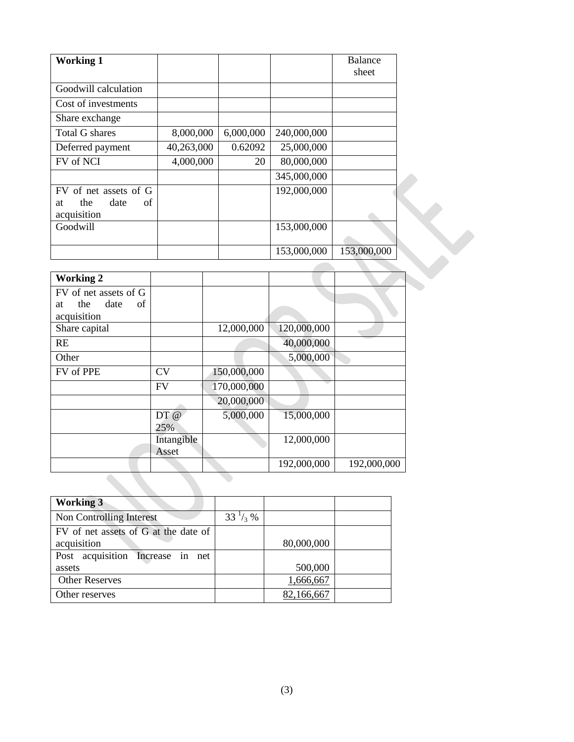| **Working 1** | | | | Balance sheet |
|---|---|---|---|---|
| Goodwill calculation | | | | |
| Cost of investments | | | | |
| Share exchange | | | | |
| Total G shares | 8,000,000 | 6,000,000 | 240,000,000 | |
| Deferred payment | 40,263,000 | 0.62092 | 25,000,000 | |
| FV of NCI | 4,000,000 | 20 | 80,000,000 | |
| | | | 345,000,000 | |
| FV of net assets of G at the date of acquisition | | | 192,000,000 | |
| Goodwill | | | 153,000,000 | |
| | | | 153,000,000 | 153,000,000 |

| **Working 2** | | | | |
|---|---|---|---|---|
| FV of net assets of G at the date of acquisition | | | | |
| Share capital | | 12,000,000 | 120,000,000 | |
| RE | | | 40,000,000 | |
| Other | | | 5,000,000 | |
| FV of PPE | CV | 150,000,000 | | |
| | FV | 170,000,000 | | |
| | | 20,000,000 | | |
| | DT @ 25% | 5,000,000 | 15,000,000 | |
| | Intangible Asset | | 12,000,000 | |
| | | | 192,000,000 | 192,000,000 |

| **Working 3** | | | |
|---|---|---|---|
| Non Controlling Interest | $33\,^{1}/_{3}$ % | | |
| FV of net assets of G at the date of acquisition | | 80,000,000 | |
| Post acquisition Increase in net assets | | 500,000 | |
| Other Reserves | | 1,666,667 | |
| Other reserves | | 82,166,667 | |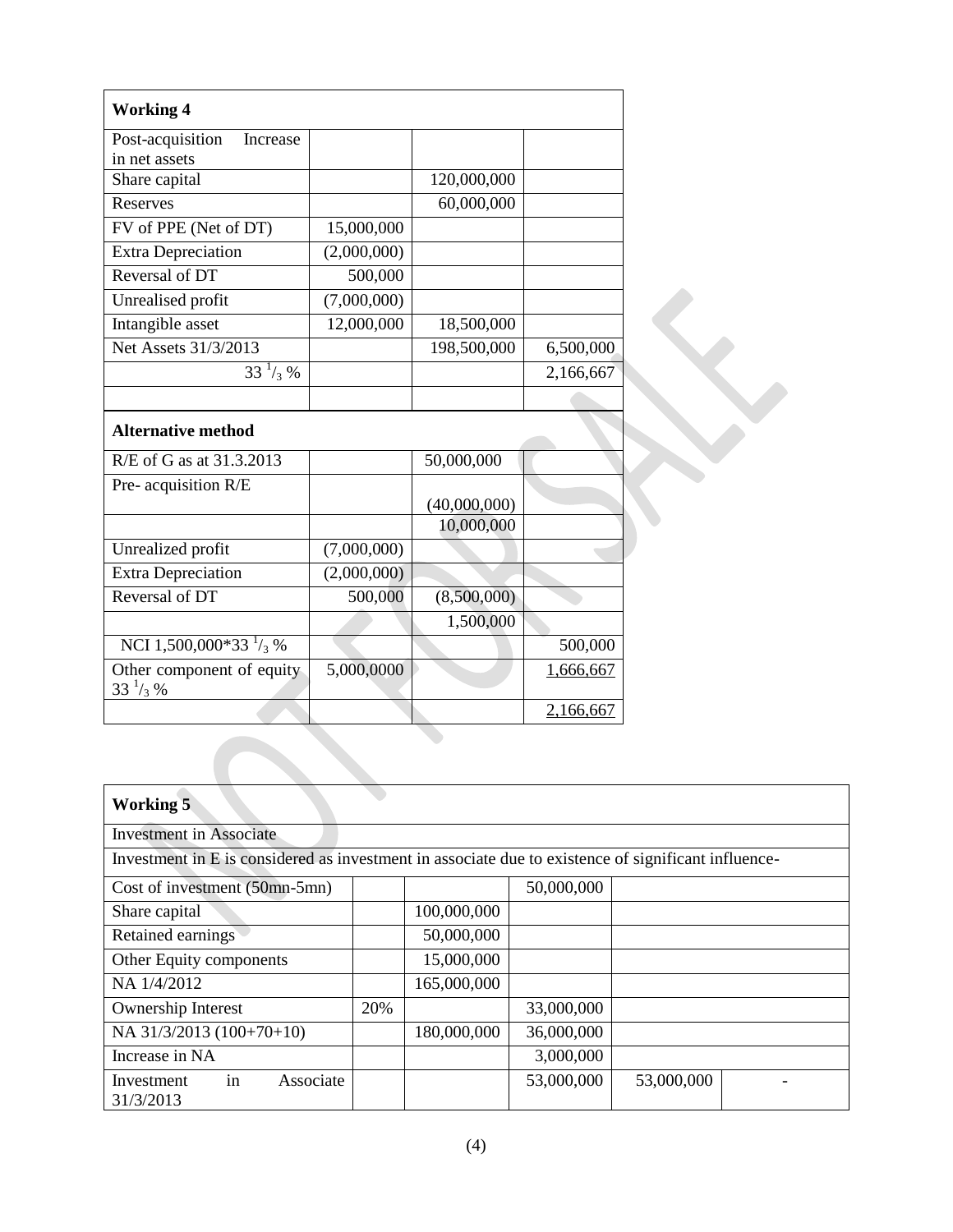| **Working 4** | | | |
|---|---|---|---|
| Post-acquisition Increase in net assets | | | |
| Share capital | | 120,000,000 | |
| Reserves | | 60,000,000 | |
| FV of PPE (Net of DT) | 15,000,000 | | |
| Extra Depreciation | (2,000,000) | | |
| Reversal of DT | 500,000 | | |
| Unrealised profit | (7,000,000) | | |
| Intangible asset | 12,000,000 | 18,500,000 | |
| Net Assets 31/3/2013 | | 198,500,000 | 6,500,000 |
| $33\,^{1}/_{3}$ % | | | 2,166,667 |
| | | | |

| **Alternative method** | | | |
|---|---|---|---|
| R/E of G as at 31.3.2013 | | 50,000,000 | |
| Pre- acquisition R/E | | (40,000,000) | |
| | | 10,000,000 | |
| Unrealized profit | (7,000,000) | | |
| Extra Depreciation | (2,000,000) | | |
| Reversal of DT | 500,000 | (8,500,000) | |
| | | 1,500,000 | |
| NCI 1,500,000*$33\,^{1}/_{3}$ % | | | 500,000 |
| Other component of equity $33\,^{1}/_{3}$ % | 5,000,0000 | | 1,666,667 |
| | | | 2,166,667 |

| **Working 5** | | | | | |
|---|---|---|---|---|---|
| Investment in Associate | | | | | |
| Investment in E is considered as investment in associate due to existence of significant influence- | | | | | |
| Cost of investment (50mn-5mn) | | | 50,000,000 | | |
| Share capital | | 100,000,000 | | | |
| Retained earnings | | 50,000,000 | | | |
| Other Equity components | | 15,000,000 | | | |
| NA 1/4/2012 | | 165,000,000 | | | |
| Ownership Interest | 20% | | 33,000,000 | | |
| NA 31/3/2013 (100+70+10) | | 180,000,000 | 36,000,000 | | |
| Increase in NA | | | 3,000,000 | | |
| Investment in Associate 31/3/2013 | | | 53,000,000 | 53,000,000 | - |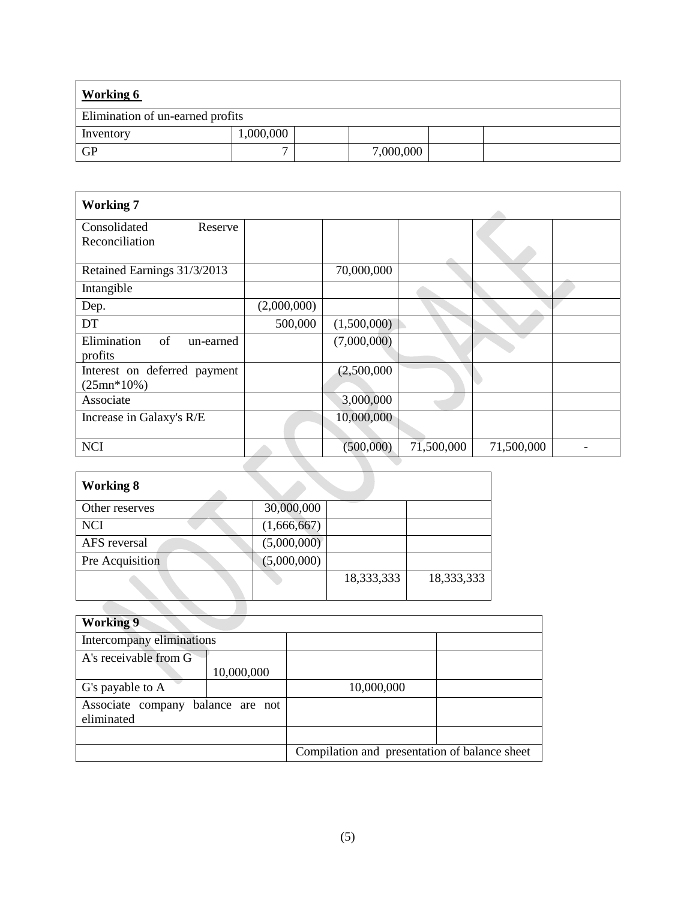| **Working 6** | | | | | |
|---|---|---|---|---|---|
| Elimination of un-earned profits | | | | | |
| Inventory | 1,000,000 | | | | |
| GP | 7 | | 7,000,000 | | |

| **Working 7** | | | | | |
|---|---|---|---|---|---|
| Consolidated Reserve Reconciliation | | | | | |
| Retained Earnings 31/3/2013 | | 70,000,000 | | | |
| Intangible | | | | | |
| Dep. | (2,000,000) | | | | |
| DT | 500,000 | (1,500,000) | | | |
| Elimination of un-earned profits | | (7,000,000) | | | |
| Interest on deferred payment (25mn*10%) | | (2,500,000 | | | |
| Associate | | 3,000,000 | | | |
| Increase in Galaxy's R/E | | 10,000,000 | | | |
| NCI | | (500,000) | 71,500,000 | 71,500,000 | - |

| **Working 8** | | | |
|---|---|---|---|
| Other reserves | 30,000,000 | | |
| NCI | (1,666,667) | | |
| AFS reversal | (5,000,000) | | |
| Pre Acquisition | (5,000,000) | | |
| | | 18,333,333 | 18,333,333 |

| **Working 9** | | | |
|---|---|---|---|
| Intercompany eliminations | | | |
| A's receivable from G | 10,000,000 | | |
| G's payable to A | | 10,000,000 | |
| Associate company balance are not eliminated | | | |
| | | | |
| | | Compilation and presentation of balance sheet | |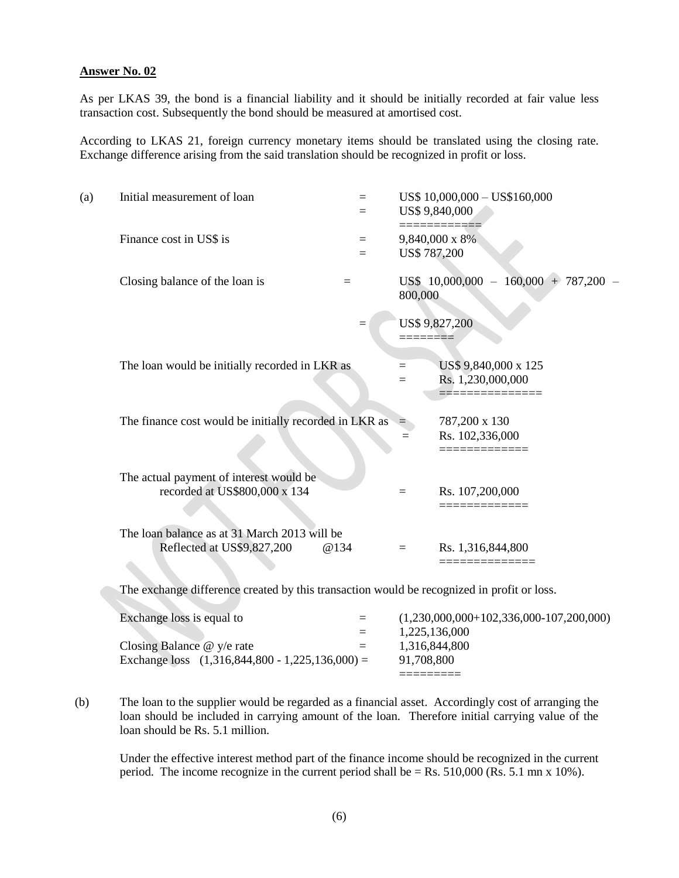**Answer No. 02**

As per LKAS 39, the bond is a financial liability and it should be initially recorded at fair value less transaction cost. Subsequently the bond should be measured at amortised cost.

According to LKAS 21, foreign currency monetary items should be translated using the closing rate. Exchange difference arising from the said translation should be recognized in profit or loss.

(a)

| | | |
|---|---|---|
| Initial measurement of loan | = | US$ 10,000,000 – US$160,000 |
| | = | US$ 9,840,000 |
| | | ============ |
| Finance cost in US$ is | = | 9,840,000 x 8% |
| | = | US$ 787,200 |
| Closing balance of the loan is | = | US$ 10,000,000 – 160,000 + 787,200 – 800,000 |
| | = | US$ 9,827,200 |
| | | ======== |
| The loan would be initially recorded in LKR as | = | US$ 9,840,000 x 125 |
| | = | Rs. 1,230,000,000 |
| | | =============== |
| The finance cost would be initially recorded in LKR as | = | 787,200 x 130 |
| | = | Rs. 102,336,000 |
| | | ============= |
| The actual payment of interest would be recorded at US$800,000 x 134 | = | Rs. 107,200,000 |
| | | ============= |
| The loan balance as at 31 March 2013 will be Reflected at US$9,827,200 @134 | = | Rs. 1,316,844,800 |
| | | ============== |

The exchange difference created by this transaction would be recognized in profit or loss.

| | | |
|---|---|---|
| Exchange loss is equal to | = | (1,230,000,000+102,336,000-107,200,000) |
| | = | 1,225,136,000 |
| Closing Balance @ y/e rate | = | 1,316,844,800 |
| Exchange loss (1,316,844,800 - 1,225,136,000) | = | 91,708,800 |
| | | ========= |

(b) The loan to the supplier would be regarded as a financial asset. Accordingly cost of arranging the loan should be included in carrying amount of the loan. Therefore initial carrying value of the loan should be Rs. 5.1 million.

Under the effective interest method part of the finance income should be recognized in the current period. The income recognize in the current period shall be = Rs. 510,000 (Rs. 5.1 mn x 10%).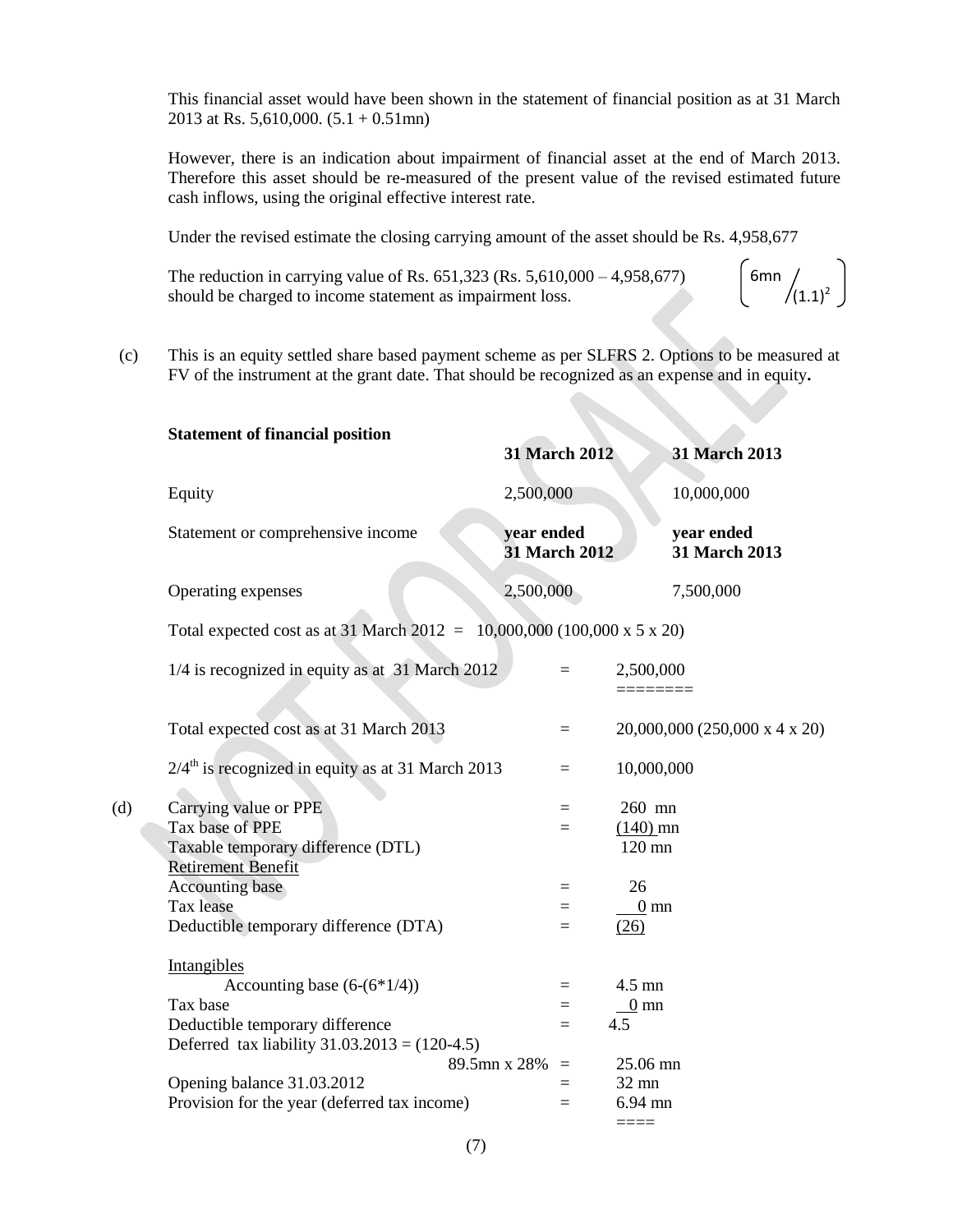This financial asset would have been shown in the statement of financial position as at 31 March 2013 at Rs. 5,610,000. (5.1 + 0.51mn)

However, there is an indication about impairment of financial asset at the end of March 2013. Therefore this asset should be re-measured of the present value of the revised estimated future cash inflows, using the original effective interest rate.

Under the revised estimate the closing carrying amount of the asset should be Rs. 4,958,677

The reduction in carrying value of Rs. 651,323 (Rs. 5,610,000 – 4,958,677) should be charged to income statement as impairment loss. $\left( 6\text{mn} / (1.1)^2 \right)$

(c) This is an equity settled share based payment scheme as per SLFRS 2. Options to be measured at FV of the instrument at the grant date. That should be recognized as an expense and in equity**.**

**Statement of financial position**

| | **31 March 2012** | **31 March 2013** |
|---|---|---|
| Equity | 2,500,000 | 10,000,000 |
| Statement or comprehensive income | **year ended 31 March 2012** | **year ended 31 March 2013** |
| Operating expenses | 2,500,000 | 7,500,000 |

Total expected cost as at 31 March 2012 = 10,000,000 (100,000 x 5 x 20)

| | | |
|---|---|---|
| 1/4 is recognized in equity as at 31 March 2012 | = | 2,500,000 |
| Total expected cost as at 31 March 2013 | = | 20,000,000 (250,000 x 4 x 20) |
| $2/4^{th}$ is recognized in equity as at 31 March 2013 | = | 10,000,000 |

(d)

| | | |
|---|---|---|
| Carrying value or PPE | = | 260 mn |
| Tax base of PPE | = | (140) mn |
| Taxable temporary difference (DTL) | | 120 mn |
| Retirement Benefit | | |
| Accounting base | = | 26 |
| Tax lease | = | 0 mn |
| Deductible temporary difference (DTA) | = | (26) |
| Intangibles | | |
| Accounting base (6-(6*1/4)) | = | 4.5 mn |
| Tax base | = | 0 mn |
| Deductible temporary difference | = | 4.5 |
| Deferred tax liability 31.03.2013 = (120-4.5) 89.5mn x 28% | = | 25.06 mn |
| Opening balance 31.03.2012 | = | 32 mn |
| Provision for the year (deferred tax income) | = | 6.94 mn |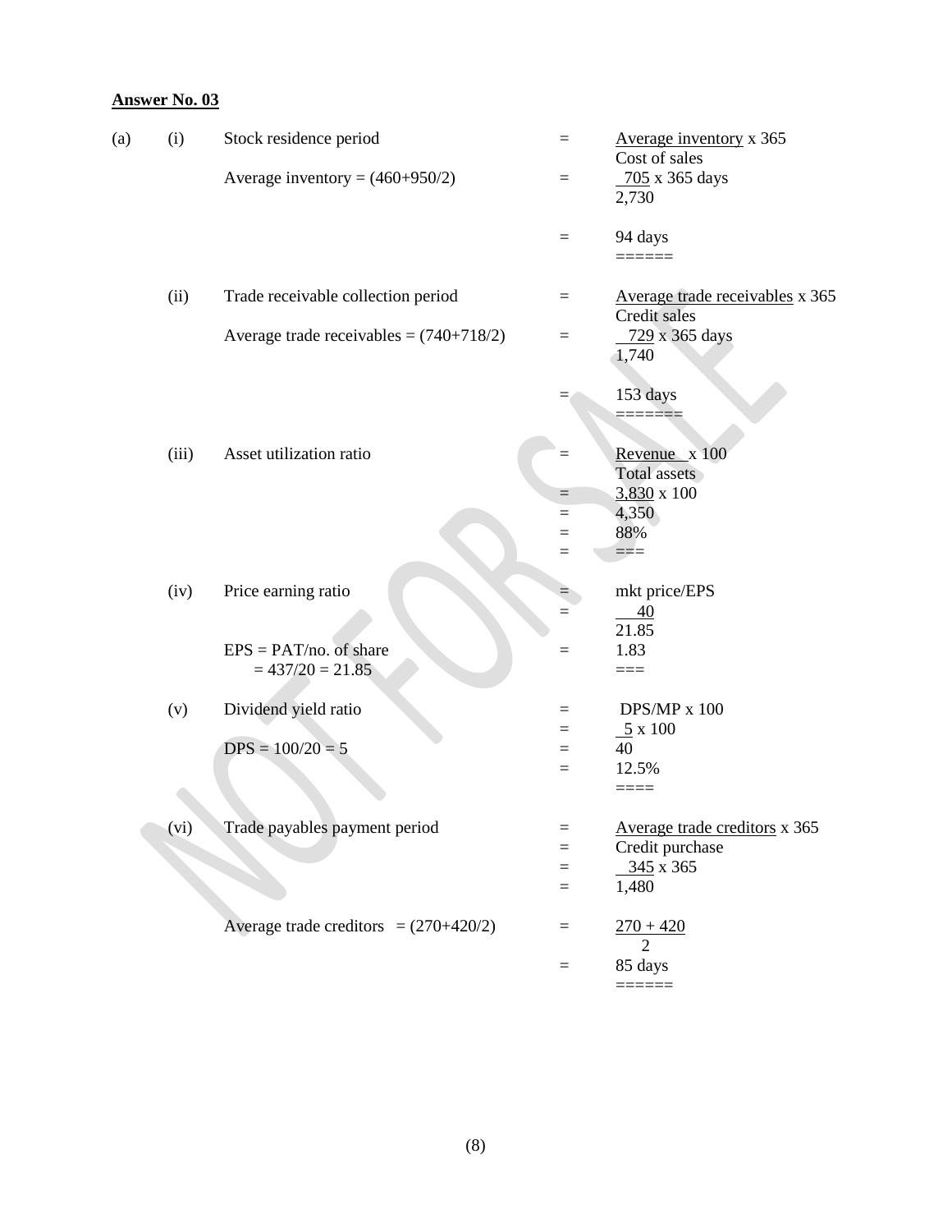**Answer No. 03**

(a)

(i) Stock residence period $= \frac{\text{Average inventory}}{\text{Cost of sales}} \times 365$

Average inventory = (460+950/2) $= \frac{705}{2{,}730} \times 365$ days

$=$ 94 days

(ii) Trade receivable collection period $= \frac{\text{Average trade receivables}}{\text{Credit sales}} \times 365$

Average trade receivables = (740+718/2) $= \frac{729}{1{,}740} \times 365$ days

$=$ 153 days

(iii) Asset utilization ratio $= \frac{\text{Revenue}}{\text{Total assets}} \times 100$

$= \frac{3{,}830}{4{,}350} \times 100$

$=$ 88%

(iv) Price earning ratio $=$ mkt price/EPS

$= \frac{40}{21.85}$

EPS = PAT/no. of share
= 437/20 = 21.85 $=$ 1.83

(v) Dividend yield ratio $=$ DPS/MP x 100

$= \frac{5}{40} \times 100$

DPS = 100/20 = 5

$=$ 12.5%

(vi) Trade payables payment period $= \frac{\text{Average trade creditors}}{\text{Credit purchase}} \times 365$

$= \frac{345}{1{,}480} \times 365$

Average trade creditors = (270+420/2) $= \frac{270 + 420}{2}$

$=$ 85 days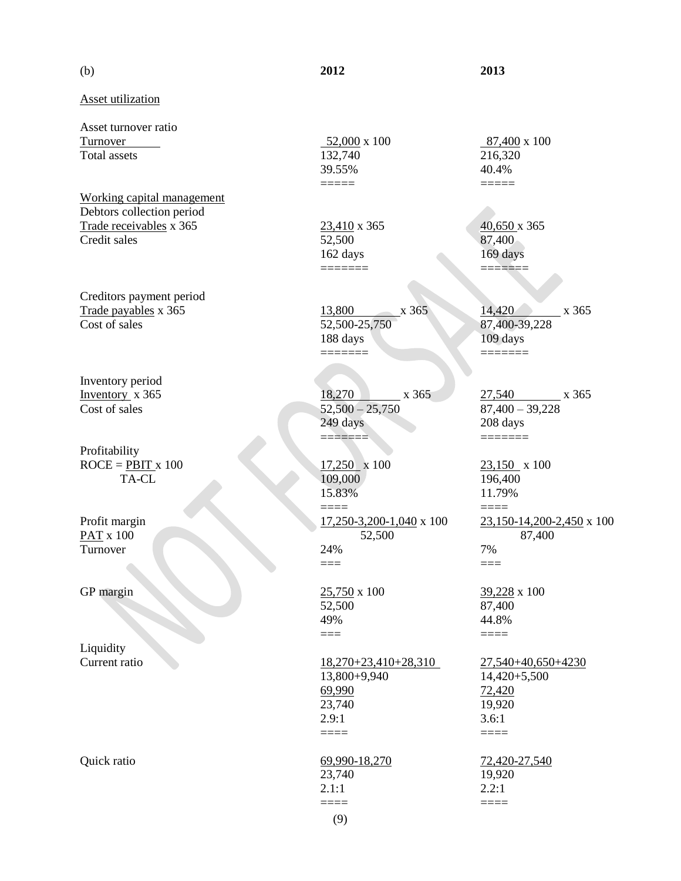(b)

| | 2012 | 2013 |
|---|---|---|
| **Asset utilization** | | |
| Asset turnover ratio | | |
| $\frac{\text{Turnover}}{\text{Total assets}}$ | $\frac{52{,}000}{132{,}740} \times 100$ | $\frac{87{,}400}{216{,}320} \times 100$ |
| | 39.55% | 40.4% |
| **Working capital management** | | |
| Debtors collection period | | |
| $\frac{\text{Trade receivables}}{\text{Credit sales}} \times 365$ | $\frac{23{,}410}{52{,}500} \times 365$ | $\frac{40{,}650}{87{,}400} \times 365$ |
| | 162 days | 169 days |
| Creditors payment period | | |
| $\frac{\text{Trade payables}}{\text{Cost of sales}} \times 365$ | $\frac{13{,}800}{52{,}500-25{,}750} \times 365$ | $\frac{14{,}420}{87{,}400-39{,}228} \times 365$ |
| | 188 days | 109 days |
| Inventory period | | |
| $\frac{\text{Inventory}}{\text{Cost of sales}} \times 365$ | $\frac{18{,}270}{52{,}500 - 25{,}750} \times 365$ | $\frac{27{,}540}{87{,}400 - 39{,}228} \times 365$ |
| | 249 days | 208 days |
| **Profitability** | | |
| ROCE = $\frac{\text{PBIT}}{\text{TA-CL}} \times 100$ | $\frac{17{,}250}{109{,}000} \times 100$ | $\frac{23{,}150}{196{,}400} \times 100$ |
| | 15.83% | 11.79% |
| Profit margin $\frac{\text{PAT}}{\text{Turnover}} \times 100$ | $\frac{17{,}250-3{,}200-1{,}040}{52{,}500} \times 100$ | $\frac{23{,}150-14{,}200-2{,}450}{87{,}400} \times 100$ |
| | 24% | 7% |
| GP margin | $\frac{25{,}750}{52{,}500} \times 100$ | $\frac{39{,}228}{87{,}400} \times 100$ |
| | 49% | 44.8% |
| **Liquidity** | | |
| Current ratio | $\frac{18{,}270+23{,}410+28{,}310}{13{,}800+9{,}940}$ | $\frac{27{,}540+40{,}650+4230}{14{,}420+5{,}500}$ |
| | $\frac{69{,}990}{23{,}740}$ | $\frac{72{,}420}{19{,}920}$ |
| | 2.9:1 | 3.6:1 |
| Quick ratio | $\frac{69{,}990-18{,}270}{23{,}740}$ | $\frac{72{,}420-27{,}540}{19{,}920}$ |
| | 2.1:1 | 2.2:1 |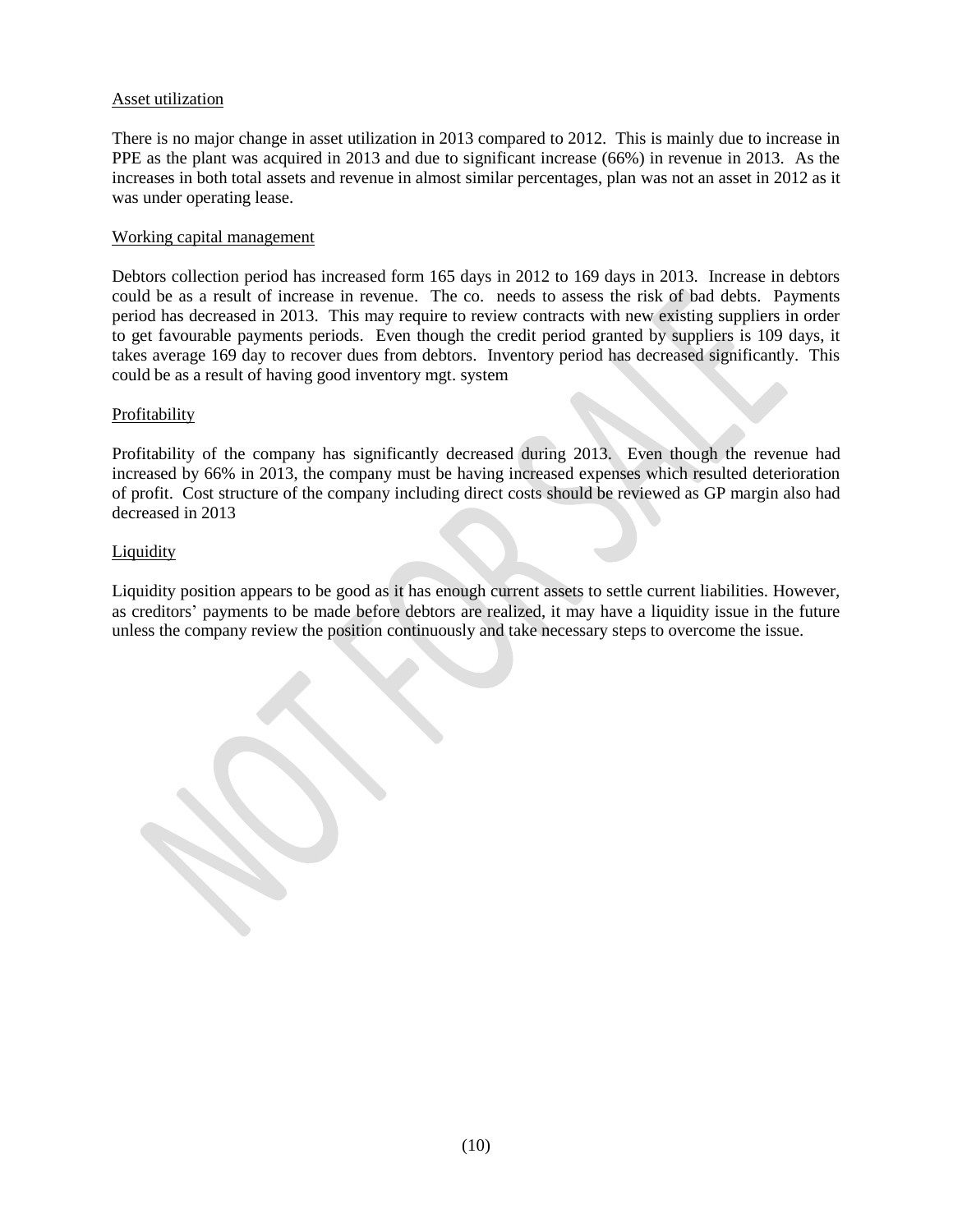Asset utilization

There is no major change in asset utilization in 2013 compared to 2012. This is mainly due to increase in PPE as the plant was acquired in 2013 and due to significant increase (66%) in revenue in 2013. As the increases in both total assets and revenue in almost similar percentages, plan was not an asset in 2012 as it was under operating lease.

Working capital management

Debtors collection period has increased form 165 days in 2012 to 169 days in 2013. Increase in debtors could be as a result of increase in revenue. The co. needs to assess the risk of bad debts. Payments period has decreased in 2013. This may require to review contracts with new existing suppliers in order to get favourable payments periods. Even though the credit period granted by suppliers is 109 days, it takes average 169 day to recover dues from debtors. Inventory period has decreased significantly. This could be as a result of having good inventory mgt. system

Profitability

Profitability of the company has significantly decreased during 2013. Even though the revenue had increased by 66% in 2013, the company must be having increased expenses which resulted deterioration of profit. Cost structure of the company including direct costs should be reviewed as GP margin also had decreased in 2013

Liquidity

Liquidity position appears to be good as it has enough current assets to settle current liabilities. However, as creditors' payments to be made before debtors are realized, it may have a liquidity issue in the future unless the company review the position continuously and take necessary steps to overcome the issue.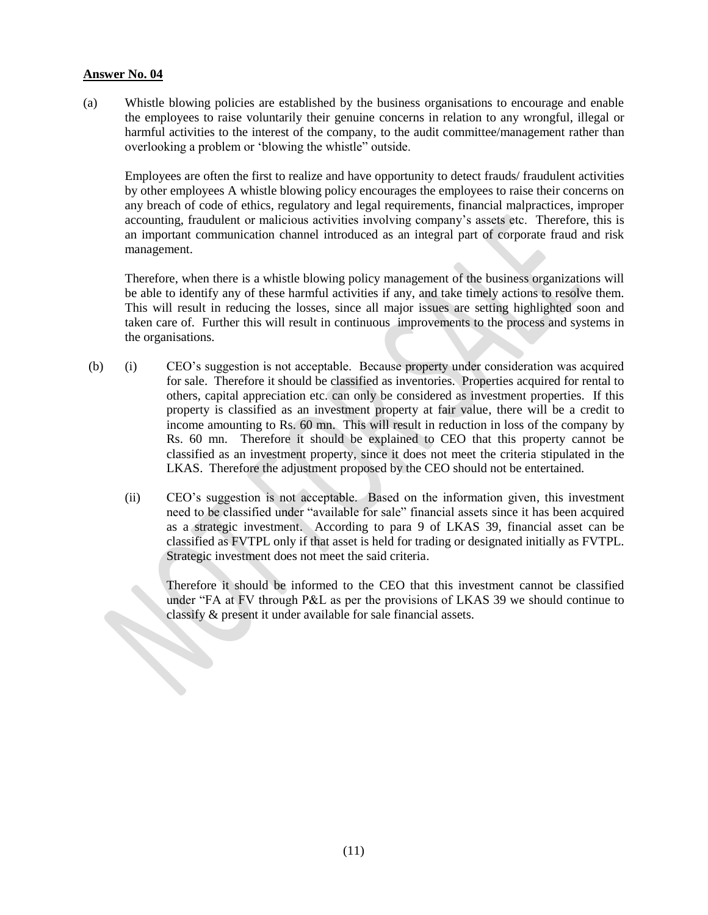**Answer No. 04**

(a) Whistle blowing policies are established by the business organisations to encourage and enable the employees to raise voluntarily their genuine concerns in relation to any wrongful, illegal or harmful activities to the interest of the company, to the audit committee/management rather than overlooking a problem or 'blowing the whistle" outside.

Employees are often the first to realize and have opportunity to detect frauds/ fraudulent activities by other employees A whistle blowing policy encourages the employees to raise their concerns on any breach of code of ethics, regulatory and legal requirements, financial malpractices, improper accounting, fraudulent or malicious activities involving company's assets etc. Therefore, this is an important communication channel introduced as an integral part of corporate fraud and risk management.

Therefore, when there is a whistle blowing policy management of the business organizations will be able to identify any of these harmful activities if any, and take timely actions to resolve them. This will result in reducing the losses, since all major issues are setting highlighted soon and taken care of. Further this will result in continuous improvements to the process and systems in the organisations.

(b) (i) CEO's suggestion is not acceptable. Because property under consideration was acquired for sale. Therefore it should be classified as inventories. Properties acquired for rental to others, capital appreciation etc. can only be considered as investment properties. If this property is classified as an investment property at fair value, there will be a credit to income amounting to Rs. 60 mn. This will result in reduction in loss of the company by Rs. 60 mn. Therefore it should be explained to CEO that this property cannot be classified as an investment property, since it does not meet the criteria stipulated in the LKAS. Therefore the adjustment proposed by the CEO should not be entertained.

(ii) CEO's suggestion is not acceptable. Based on the information given, this investment need to be classified under "available for sale" financial assets since it has been acquired as a strategic investment. According to para 9 of LKAS 39, financial asset can be classified as FVTPL only if that asset is held for trading or designated initially as FVTPL. Strategic investment does not meet the said criteria.

Therefore it should be informed to the CEO that this investment cannot be classified under "FA at FV through P&L as per the provisions of LKAS 39 we should continue to classify & present it under available for sale financial assets.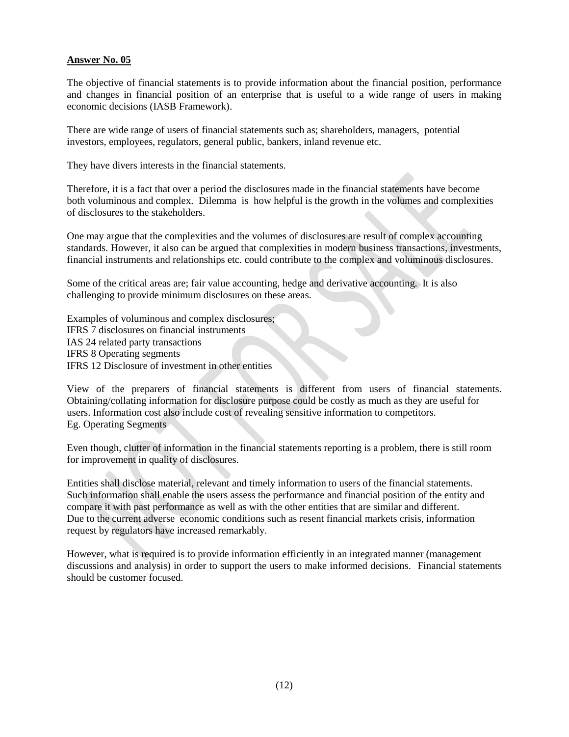**Answer No. 05**

The objective of financial statements is to provide information about the financial position, performance and changes in financial position of an enterprise that is useful to a wide range of users in making economic decisions (IASB Framework).

There are wide range of users of financial statements such as; shareholders, managers, potential investors, employees, regulators, general public, bankers, inland revenue etc.

They have divers interests in the financial statements.

Therefore, it is a fact that over a period the disclosures made in the financial statements have become both voluminous and complex. Dilemma is how helpful is the growth in the volumes and complexities of disclosures to the stakeholders.

One may argue that the complexities and the volumes of disclosures are result of complex accounting standards. However, it also can be argued that complexities in modern business transactions, investments, financial instruments and relationships etc. could contribute to the complex and voluminous disclosures.

Some of the critical areas are; fair value accounting, hedge and derivative accounting. It is also challenging to provide minimum disclosures on these areas.

Examples of voluminous and complex disclosures;
IFRS 7 disclosures on financial instruments
IAS 24 related party transactions
IFRS 8 Operating segments
IFRS 12 Disclosure of investment in other entities

View of the preparers of financial statements is different from users of financial statements. Obtaining/collating information for disclosure purpose could be costly as much as they are useful for users. Information cost also include cost of revealing sensitive information to competitors.
Eg. Operating Segments

Even though, clutter of information in the financial statements reporting is a problem, there is still room for improvement in quality of disclosures.

Entities shall disclose material, relevant and timely information to users of the financial statements. Such information shall enable the users assess the performance and financial position of the entity and compare it with past performance as well as with the other entities that are similar and different. Due to the current adverse economic conditions such as resent financial markets crisis, information request by regulators have increased remarkably.

However, what is required is to provide information efficiently in an integrated manner (management discussions and analysis) in order to support the users to make informed decisions. Financial statements should be customer focused.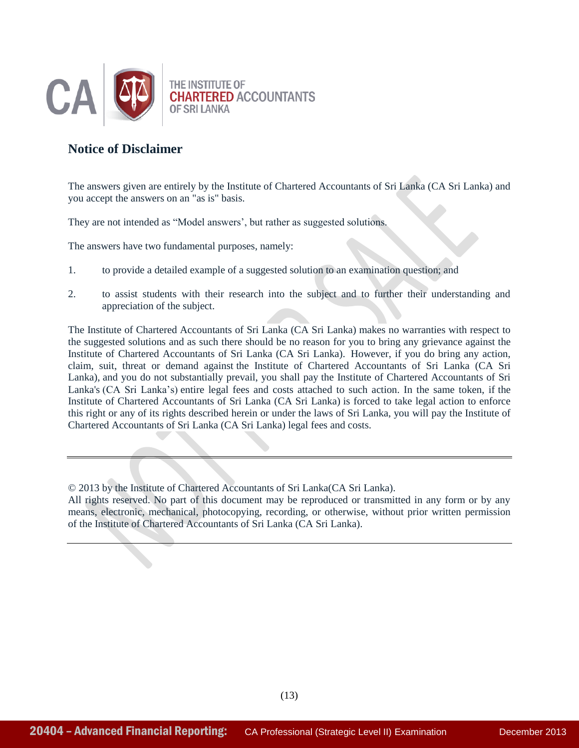## Notice of Disclaimer

The answers given are entirely by the Institute of Chartered Accountants of Sri Lanka (CA Sri Lanka) and you accept the answers on an "as is" basis.

They are not intended as "Model answers', but rather as suggested solutions.

The answers have two fundamental purposes, namely:

1. to provide a detailed example of a suggested solution to an examination question; and

2. to assist students with their research into the subject and to further their understanding and appreciation of the subject.

The Institute of Chartered Accountants of Sri Lanka (CA Sri Lanka) makes no warranties with respect to the suggested solutions and as such there should be no reason for you to bring any grievance against the Institute of Chartered Accountants of Sri Lanka (CA Sri Lanka). However, if you do bring any action, claim, suit, threat or demand against the Institute of Chartered Accountants of Sri Lanka (CA Sri Lanka), and you do not substantially prevail, you shall pay the Institute of Chartered Accountants of Sri Lanka's (CA Sri Lanka's) entire legal fees and costs attached to such action. In the same token, if the Institute of Chartered Accountants of Sri Lanka (CA Sri Lanka) is forced to take legal action to enforce this right or any of its rights described herein or under the laws of Sri Lanka, you will pay the Institute of Chartered Accountants of Sri Lanka (CA Sri Lanka) legal fees and costs.

---

© 2013 by the Institute of Chartered Accountants of Sri Lanka(CA Sri Lanka).
All rights reserved. No part of this document may be reproduced or transmitted in any form or by any means, electronic, mechanical, photocopying, recording, or otherwise, without prior written permission of the Institute of Chartered Accountants of Sri Lanka (CA Sri Lanka).

---